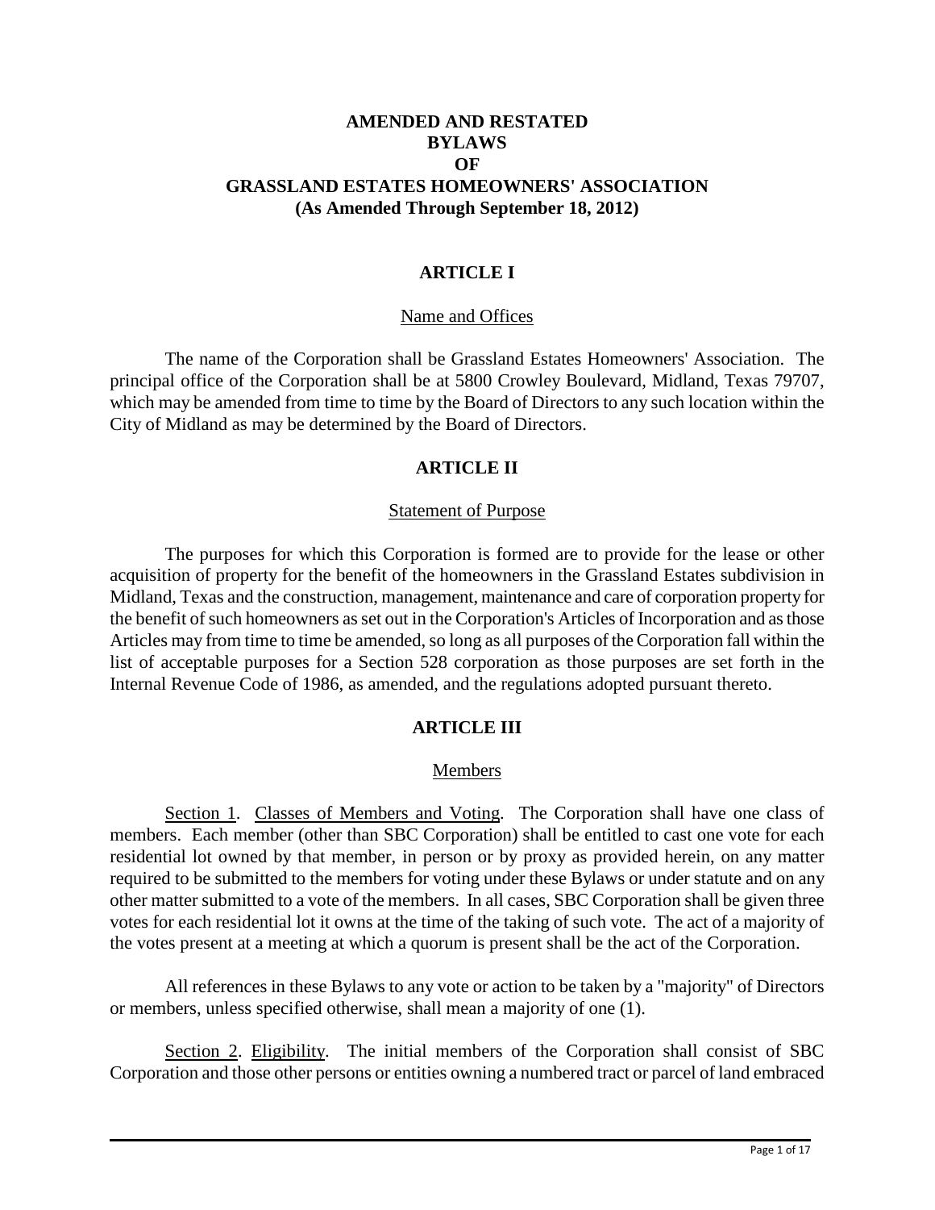# AMENDED AND RESTATED BYLAWS OF GRASSLAND ESTATES HOMEOWNERS' ASSOCIATION (As Amended Through September 18, 2012)

## ARTICLE I

### Name and Offices

The name of the Corporation shall be Grassland Estates Homeowners' Association. The principal office of the Corporation shall be at 5800 Crowley Boulevard, Midland, Texas 79707, which may be amended from time to time by the Board of Directors to any such location within the City of Midland as may be determined by the Board of Directors.

## ARTICLE II

### Statement of Purpose

The purposes for which this Corporation is formed are to provide for the lease or other acquisition of property for the benefit of the homeowners in the Grassland Estates subdivision in Midland, Texas and the construction, management, maintenance and care of corporation property for the benefit of such homeowners as set out in the Corporation's Articles of Incorporation and as those Articles may from time to time be amended, so long as all purposes of the Corporation fall within the list of acceptable purposes for a Section 528 corporation as those purposes are set forth in the Internal Revenue Code of 1986, as amended, and the regulations adopted pursuant thereto.

## ARTICLE III

### Members

Section 1. Classes of Members and Voting. The Corporation shall have one class of members. Each member (other than SBC Corporation) shall be entitled to cast one vote for each residential lot owned by that member, in person or by proxy as provided herein, on any matter required to be submitted to the members for voting under these Bylaws or under statute and on any other matter submitted to a vote of the members. In all cases, SBC Corporation shall be given three votes for each residential lot it owns at the time of the taking of such vote. The act of a majority of the votes present at a meeting at which a quorum is present shall be the act of the Corporation.

All references in these Bylaws to any vote or action to be taken by a "majority" of Directors or members, unless specified otherwise, shall mean a majority of one (1).

Section 2. Eligibility. The initial members of the Corporation shall consist of SBC Corporation and those other persons or entities owning a numbered tract or parcel of land embraced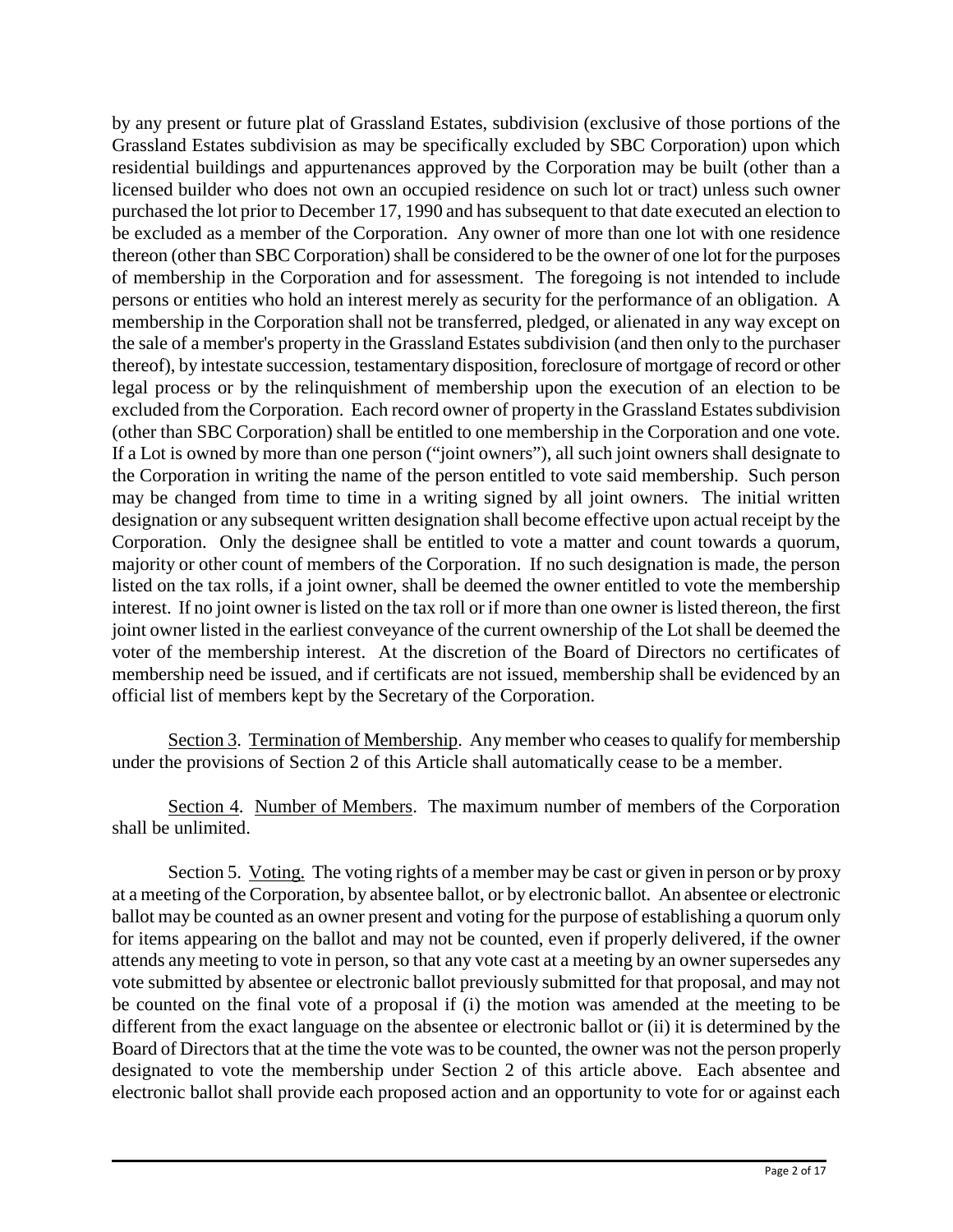by any present or future plat of Grassland Estates, subdivision (exclusive of those portions of the Grassland Estates subdivision as may be specifically excluded by SBC Corporation) upon which residential buildings and appurtenances approved by the Corporation may be built (other than a licensed builder who does not own an occupied residence on such lot or tract) unless such owner purchased the lot prior to December 17, 1990 and has subsequent to that date executed an election to be excluded as a member of the Corporation. Any owner of more than one lot with one residence thereon (other than SBC Corporation) shall be considered to be the owner of one lot for the purposes of membership in the Corporation and for assessment. The foregoing is not intended to include persons or entities who hold an interest merely as security for the performance of an obligation. A membership in the Corporation shall not be transferred, pledged, or alienated in any way except on the sale of a member's property in the Grassland Estates subdivision (and then only to the purchaser thereof), by intestate succession, testamentary disposition, foreclosure of mortgage of record or other legal process or by the relinquishment of membership upon the execution of an election to be excluded from the Corporation. Each record owner of property in the Grassland Estates subdivision (other than SBC Corporation) shall be entitled to one membership in the Corporation and one vote. If a Lot is owned by more than one person ("joint owners"), all such joint owners shall designate to the Corporation in writing the name of the person entitled to vote said membership. Such person may be changed from time to time in a writing signed by all joint owners. The initial written designation or any subsequent written designation shall become effective upon actual receipt by the Corporation. Only the designee shall be entitled to vote a matter and count towards a quorum, majority or other count of members of the Corporation. If no such designation is made, the person listed on the tax rolls, if a joint owner, shall be deemed the owner entitled to vote the membership interest. If no joint owner is listed on the tax roll or if more than one owner is listed thereon, the first joint owner listed in the earliest conveyance of the current ownership of the Lot shall be deemed the voter of the membership interest. At the discretion of the Board of Directors no certificates of membership need be issued, and if certificats are not issued, membership shall be evidenced by an official list of members kept by the Secretary of the Corporation.

Section 3. Termination of Membership. Any member who ceases to qualify for membership under the provisions of Section 2 of this Article shall automatically cease to be a member.

Section 4. Number of Members. The maximum number of members of the Corporation shall be unlimited.

Section 5. Voting. The voting rights of a member may be cast or given in person or by proxy at a meeting of the Corporation, by absentee ballot, or by electronic ballot. An absentee or electronic ballot may be counted as an owner present and voting for the purpose of establishing a quorum only for items appearing on the ballot and may not be counted, even if properly delivered, if the owner attends any meeting to vote in person, so that any vote cast at a meeting by an owner supersedes any vote submitted by absentee or electronic ballot previously submitted for that proposal, and may not be counted on the final vote of a proposal if (i) the motion was amended at the meeting to be different from the exact language on the absentee or electronic ballot or (ii) it is determined by the Board of Directors that at the time the vote was to be counted, the owner was not the person properly designated to vote the membership under Section 2 of this article above. Each absentee and electronic ballot shall provide each proposed action and an opportunity to vote for or against each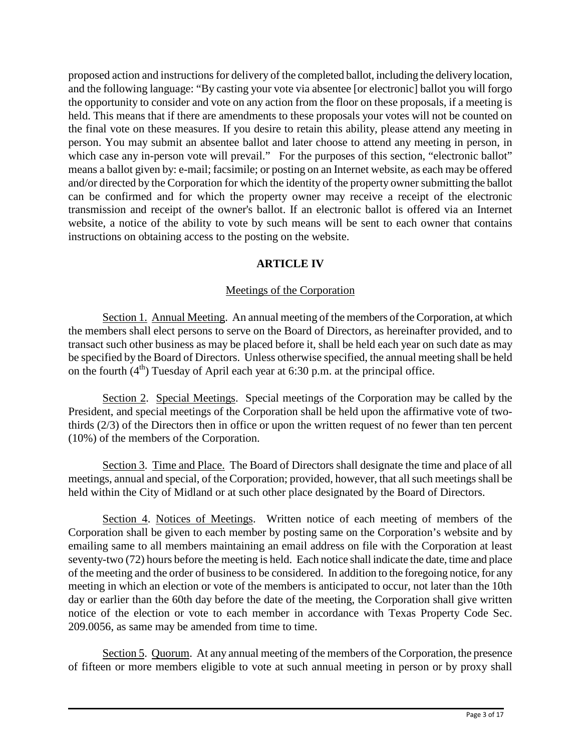proposed action and instructions for delivery of the completed ballot, including the delivery location, and the following language: "By casting your vote via absentee [or electronic] ballot you will forgo the opportunity to consider and vote on any action from the floor on these proposals, if a meeting is held. This means that if there are amendments to these proposals your votes will not be counted on the final vote on these measures. If you desire to retain this ability, please attend any meeting in person. You may submit an absentee ballot and later choose to attend any meeting in person, in which case any in-person vote will prevail." For the purposes of this section, "electronic ballot" means a ballot given by: e-mail; facsimile; or posting on an Internet website, as each may be offered and/or directed by the Corporation for which the identity of the property owner submitting the ballot can be confirmed and for which the property owner may receive a receipt of the electronic transmission and receipt of the owner's ballot. If an electronic ballot is offered via an Internet website, a notice of the ability to vote by such means will be sent to each owner that contains instructions on obtaining access to the posting on the website.

## ARTICLE IV

### Meetings of the Corporation

Section 1. Annual Meeting. An annual meeting of the members of the Corporation, at which the members shall elect persons to serve on the Board of Directors, as hereinafter provided, and to transact such other business as may be placed before it, shall be held each year on such date as may be specified by the Board of Directors. Unless otherwise specified, the annual meeting shall be held on the fourth (4th) Tuesday of April each year at 6:30 p.m. at the principal office.

Section 2. Special Meetings. Special meetings of the Corporation may be called by the President, and special meetings of the Corporation shall be held upon the affirmative vote of two-thirds (2/3) of the Directors then in office or upon the written request of no fewer than ten percent (10%) of the members of the Corporation.

Section 3. Time and Place. The Board of Directors shall designate the time and place of all meetings, annual and special, of the Corporation; provided, however, that all such meetings shall be held within the City of Midland or at such other place designated by the Board of Directors.

Section 4. Notices of Meetings. Written notice of each meeting of members of the Corporation shall be given to each member by posting same on the Corporation's website and by emailing same to all members maintaining an email address on file with the Corporation at least seventy-two (72) hours before the meeting is held. Each notice shall indicate the date, time and place of the meeting and the order of business to be considered. In addition to the foregoing notice, for any meeting in which an election or vote of the members is anticipated to occur, not later than the 10th day or earlier than the 60th day before the date of the meeting, the Corporation shall give written notice of the election or vote to each member in accordance with Texas Property Code Sec. 209.0056, as same may be amended from time to time.

Section 5. Quorum. At any annual meeting of the members of the Corporation, the presence of fifteen or more members eligible to vote at such annual meeting in person or by proxy shall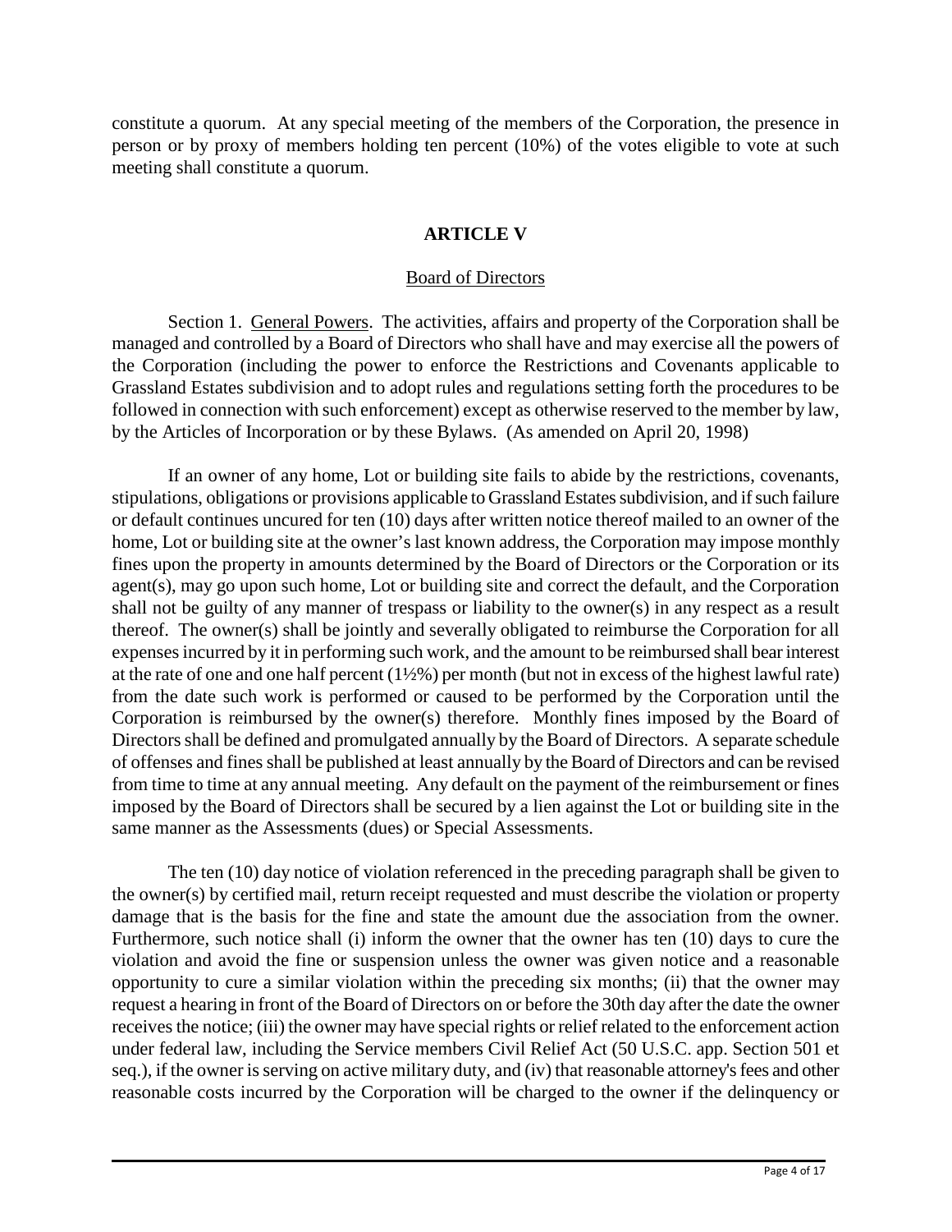constitute a quorum. At any special meeting of the members of the Corporation, the presence in person or by proxy of members holding ten percent (10%) of the votes eligible to vote at such meeting shall constitute a quorum.

## ARTICLE V

### Board of Directors

Section 1. General Powers. The activities, affairs and property of the Corporation shall be managed and controlled by a Board of Directors who shall have and may exercise all the powers of the Corporation (including the power to enforce the Restrictions and Covenants applicable to Grassland Estates subdivision and to adopt rules and regulations setting forth the procedures to be followed in connection with such enforcement) except as otherwise reserved to the member by law, by the Articles of Incorporation or by these Bylaws. (As amended on April 20, 1998)

If an owner of any home, Lot or building site fails to abide by the restrictions, covenants, stipulations, obligations or provisions applicable to Grassland Estates subdivision, and if such failure or default continues uncured for ten (10) days after written notice thereof mailed to an owner of the home, Lot or building site at the owner's last known address, the Corporation may impose monthly fines upon the property in amounts determined by the Board of Directors or the Corporation or its agent(s), may go upon such home, Lot or building site and correct the default, and the Corporation shall not be guilty of any manner of trespass or liability to the owner(s) in any respect as a result thereof. The owner(s) shall be jointly and severally obligated to reimburse the Corporation for all expenses incurred by it in performing such work, and the amount to be reimbursed shall bear interest at the rate of one and one half percent (1½%) per month (but not in excess of the highest lawful rate) from the date such work is performed or caused to be performed by the Corporation until the Corporation is reimbursed by the owner(s) therefore. Monthly fines imposed by the Board of Directors shall be defined and promulgated annually by the Board of Directors. A separate schedule of offenses and fines shall be published at least annually by the Board of Directors and can be revised from time to time at any annual meeting. Any default on the payment of the reimbursement or fines imposed by the Board of Directors shall be secured by a lien against the Lot or building site in the same manner as the Assessments (dues) or Special Assessments.

The ten (10) day notice of violation referenced in the preceding paragraph shall be given to the owner(s) by certified mail, return receipt requested and must describe the violation or property damage that is the basis for the fine and state the amount due the association from the owner. Furthermore, such notice shall (i) inform the owner that the owner has ten (10) days to cure the violation and avoid the fine or suspension unless the owner was given notice and a reasonable opportunity to cure a similar violation within the preceding six months; (ii) that the owner may request a hearing in front of the Board of Directors on or before the 30th day after the date the owner receives the notice; (iii) the owner may have special rights or relief related to the enforcement action under federal law, including the Service members Civil Relief Act (50 U.S.C. app. Section 501 et seq.), if the owner is serving on active military duty, and (iv) that reasonable attorney's fees and other reasonable costs incurred by the Corporation will be charged to the owner if the delinquency or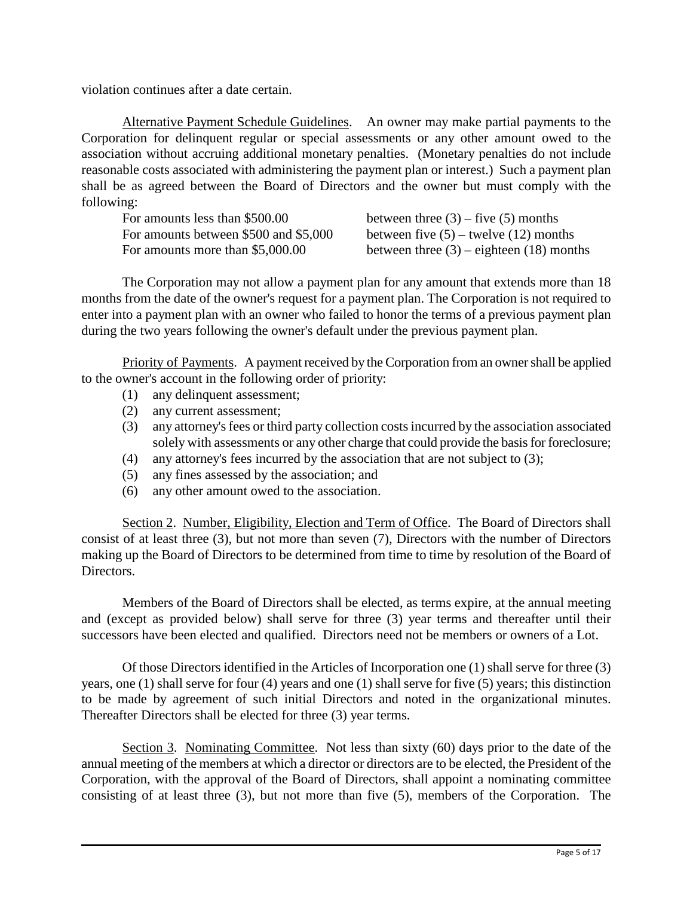violation continues after a date certain.

Alternative Payment Schedule Guidelines. An owner may make partial payments to the Corporation for delinquent regular or special assessments or any other amount owed to the association without accruing additional monetary penalties. (Monetary penalties do not include reasonable costs associated with administering the payment plan or interest.) Such a payment plan shall be as agreed between the Board of Directors and the owner but must comply with the following:

| | |
|---|---|
| For amounts less than $500.00 | between three (3) – five (5) months |
| For amounts between $500 and $5,000 | between five (5) – twelve (12) months |
| For amounts more than $5,000.00 | between three (3) – eighteen (18) months |

The Corporation may not allow a payment plan for any amount that extends more than 18 months from the date of the owner's request for a payment plan. The Corporation is not required to enter into a payment plan with an owner who failed to honor the terms of a previous payment plan during the two years following the owner's default under the previous payment plan.

Priority of Payments. A payment received by the Corporation from an owner shall be applied to the owner's account in the following order of priority:

(1) any delinquent assessment;
(2) any current assessment;
(3) any attorney's fees or third party collection costs incurred by the association associated solely with assessments or any other charge that could provide the basis for foreclosure;
(4) any attorney's fees incurred by the association that are not subject to (3);
(5) any fines assessed by the association; and
(6) any other amount owed to the association.

Section 2. Number, Eligibility, Election and Term of Office. The Board of Directors shall consist of at least three (3), but not more than seven (7), Directors with the number of Directors making up the Board of Directors to be determined from time to time by resolution of the Board of Directors.

Members of the Board of Directors shall be elected, as terms expire, at the annual meeting and (except as provided below) shall serve for three (3) year terms and thereafter until their successors have been elected and qualified. Directors need not be members or owners of a Lot.

Of those Directors identified in the Articles of Incorporation one (1) shall serve for three (3) years, one (1) shall serve for four (4) years and one (1) shall serve for five (5) years; this distinction to be made by agreement of such initial Directors and noted in the organizational minutes. Thereafter Directors shall be elected for three (3) year terms.

Section 3. Nominating Committee. Not less than sixty (60) days prior to the date of the annual meeting of the members at which a director or directors are to be elected, the President of the Corporation, with the approval of the Board of Directors, shall appoint a nominating committee consisting of at least three (3), but not more than five (5), members of the Corporation. The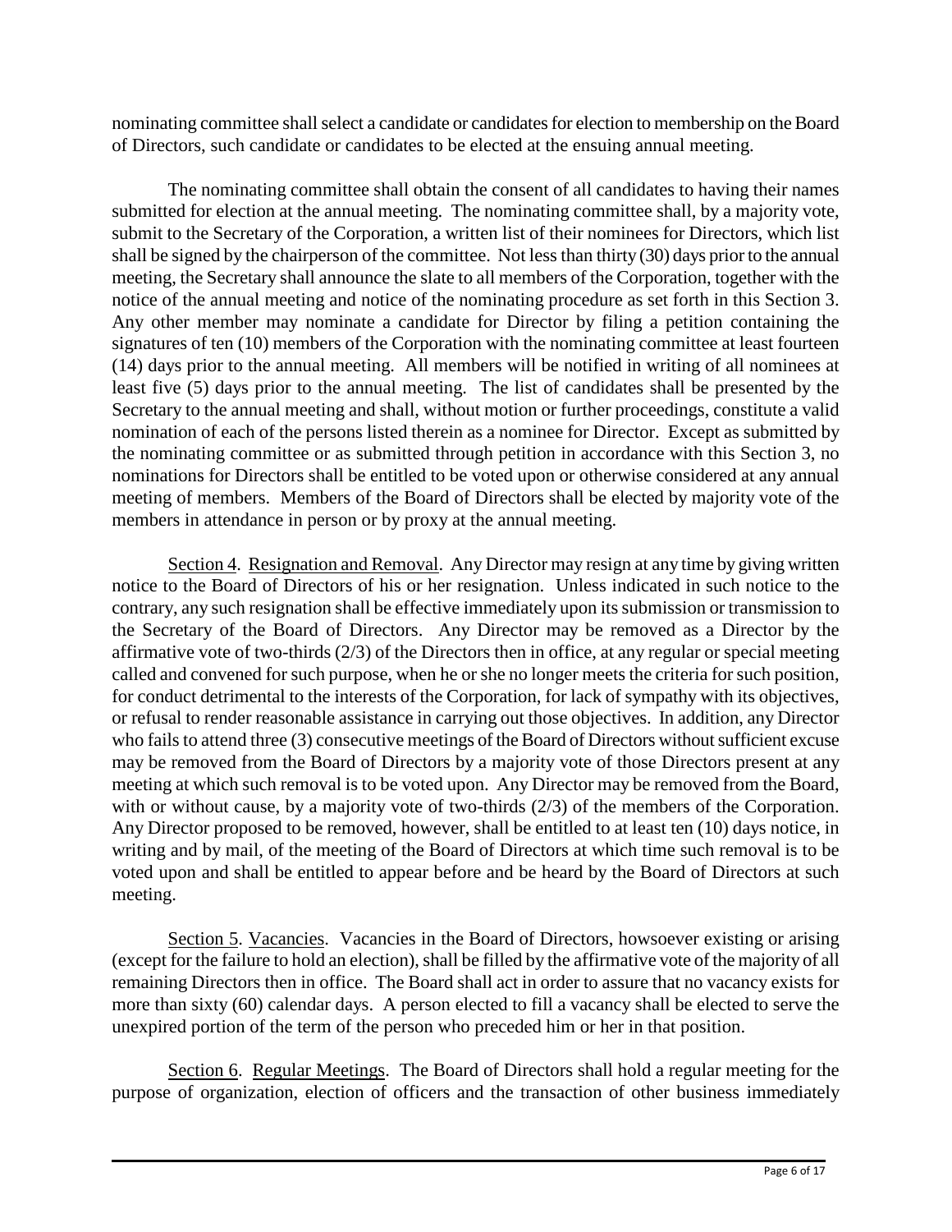nominating committee shall select a candidate or candidates for election to membership on the Board of Directors, such candidate or candidates to be elected at the ensuing annual meeting.

The nominating committee shall obtain the consent of all candidates to having their names submitted for election at the annual meeting. The nominating committee shall, by a majority vote, submit to the Secretary of the Corporation, a written list of their nominees for Directors, which list shall be signed by the chairperson of the committee. Not less than thirty (30) days prior to the annual meeting, the Secretary shall announce the slate to all members of the Corporation, together with the notice of the annual meeting and notice of the nominating procedure as set forth in this Section 3. Any other member may nominate a candidate for Director by filing a petition containing the signatures of ten (10) members of the Corporation with the nominating committee at least fourteen (14) days prior to the annual meeting. All members will be notified in writing of all nominees at least five (5) days prior to the annual meeting. The list of candidates shall be presented by the Secretary to the annual meeting and shall, without motion or further proceedings, constitute a valid nomination of each of the persons listed therein as a nominee for Director. Except as submitted by the nominating committee or as submitted through petition in accordance with this Section 3, no nominations for Directors shall be entitled to be voted upon or otherwise considered at any annual meeting of members. Members of the Board of Directors shall be elected by majority vote of the members in attendance in person or by proxy at the annual meeting.

Section 4. Resignation and Removal. Any Director may resign at any time by giving written notice to the Board of Directors of his or her resignation. Unless indicated in such notice to the contrary, any such resignation shall be effective immediately upon its submission or transmission to the Secretary of the Board of Directors. Any Director may be removed as a Director by the affirmative vote of two-thirds (2/3) of the Directors then in office, at any regular or special meeting called and convened for such purpose, when he or she no longer meets the criteria for such position, for conduct detrimental to the interests of the Corporation, for lack of sympathy with its objectives, or refusal to render reasonable assistance in carrying out those objectives. In addition, any Director who fails to attend three (3) consecutive meetings of the Board of Directors without sufficient excuse may be removed from the Board of Directors by a majority vote of those Directors present at any meeting at which such removal is to be voted upon. Any Director may be removed from the Board, with or without cause, by a majority vote of two-thirds (2/3) of the members of the Corporation. Any Director proposed to be removed, however, shall be entitled to at least ten (10) days notice, in writing and by mail, of the meeting of the Board of Directors at which time such removal is to be voted upon and shall be entitled to appear before and be heard by the Board of Directors at such meeting.

Section 5. Vacancies. Vacancies in the Board of Directors, howsoever existing or arising (except for the failure to hold an election), shall be filled by the affirmative vote of the majority of all remaining Directors then in office. The Board shall act in order to assure that no vacancy exists for more than sixty (60) calendar days. A person elected to fill a vacancy shall be elected to serve the unexpired portion of the term of the person who preceded him or her in that position.

Section 6. Regular Meetings. The Board of Directors shall hold a regular meeting for the purpose of organization, election of officers and the transaction of other business immediately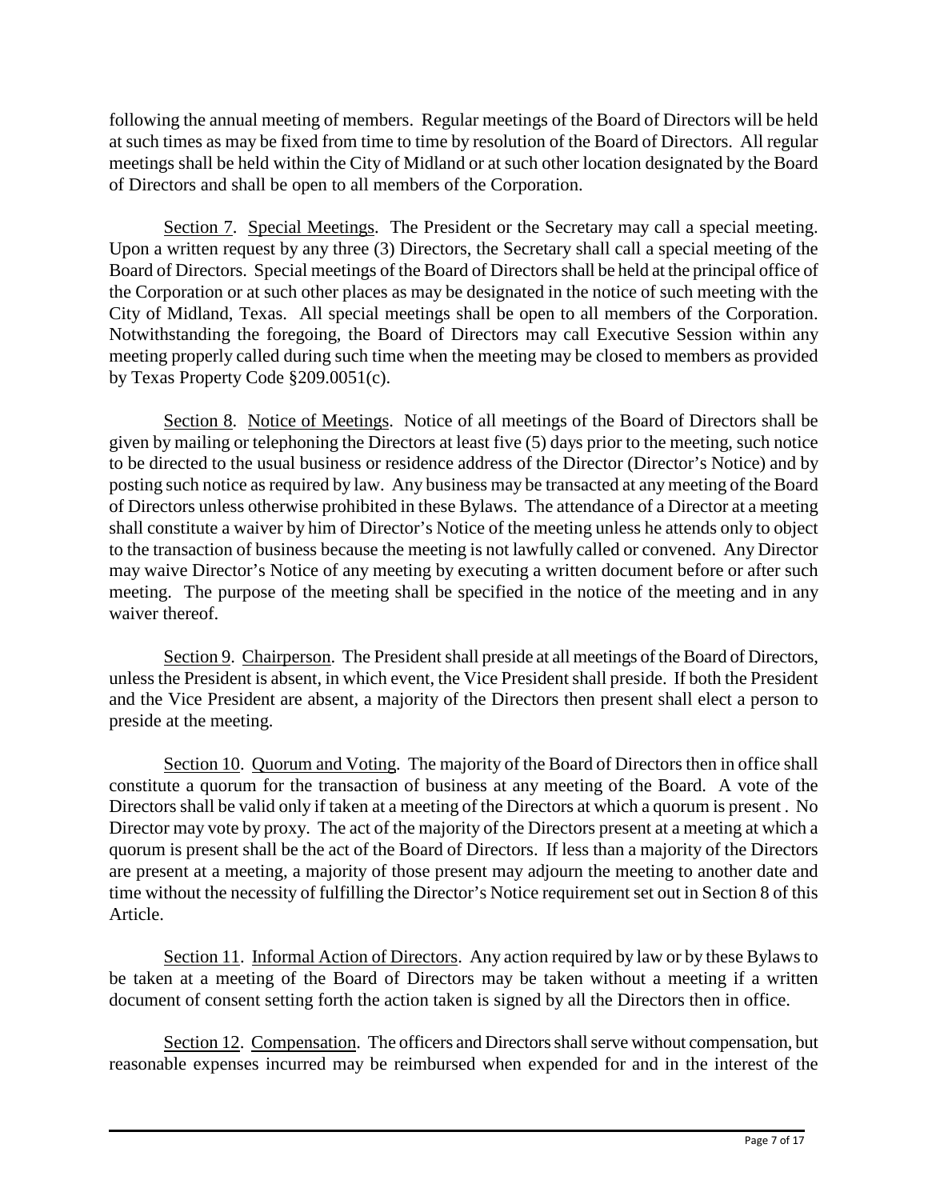following the annual meeting of members. Regular meetings of the Board of Directors will be held at such times as may be fixed from time to time by resolution of the Board of Directors. All regular meetings shall be held within the City of Midland or at such other location designated by the Board of Directors and shall be open to all members of the Corporation.

Section 7. Special Meetings. The President or the Secretary may call a special meeting. Upon a written request by any three (3) Directors, the Secretary shall call a special meeting of the Board of Directors. Special meetings of the Board of Directors shall be held at the principal office of the Corporation or at such other places as may be designated in the notice of such meeting with the City of Midland, Texas. All special meetings shall be open to all members of the Corporation. Notwithstanding the foregoing, the Board of Directors may call Executive Session within any meeting properly called during such time when the meeting may be closed to members as provided by Texas Property Code §209.0051(c).

Section 8. Notice of Meetings. Notice of all meetings of the Board of Directors shall be given by mailing or telephoning the Directors at least five (5) days prior to the meeting, such notice to be directed to the usual business or residence address of the Director (Director's Notice) and by posting such notice as required by law. Any business may be transacted at any meeting of the Board of Directors unless otherwise prohibited in these Bylaws. The attendance of a Director at a meeting shall constitute a waiver by him of Director's Notice of the meeting unless he attends only to object to the transaction of business because the meeting is not lawfully called or convened. Any Director may waive Director's Notice of any meeting by executing a written document before or after such meeting. The purpose of the meeting shall be specified in the notice of the meeting and in any waiver thereof.

Section 9. Chairperson. The President shall preside at all meetings of the Board of Directors, unless the President is absent, in which event, the Vice President shall preside. If both the President and the Vice President are absent, a majority of the Directors then present shall elect a person to preside at the meeting.

Section 10. Quorum and Voting. The majority of the Board of Directors then in office shall constitute a quorum for the transaction of business at any meeting of the Board. A vote of the Directors shall be valid only if taken at a meeting of the Directors at which a quorum is present . No Director may vote by proxy. The act of the majority of the Directors present at a meeting at which a quorum is present shall be the act of the Board of Directors. If less than a majority of the Directors are present at a meeting, a majority of those present may adjourn the meeting to another date and time without the necessity of fulfilling the Director's Notice requirement set out in Section 8 of this Article.

Section 11. Informal Action of Directors. Any action required by law or by these Bylaws to be taken at a meeting of the Board of Directors may be taken without a meeting if a written document of consent setting forth the action taken is signed by all the Directors then in office.

Section 12. Compensation. The officers and Directors shall serve without compensation, but reasonable expenses incurred may be reimbursed when expended for and in the interest of the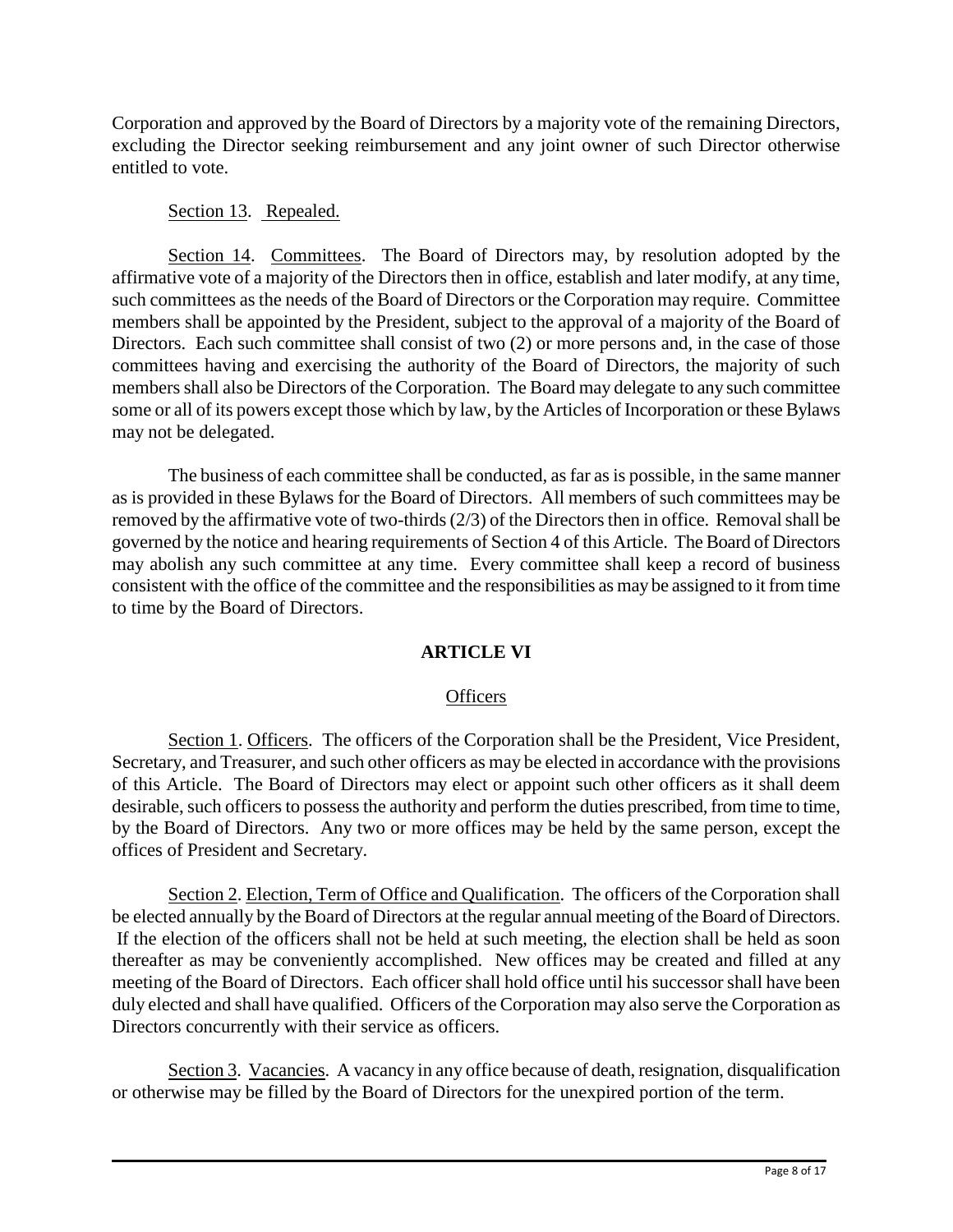Corporation and approved by the Board of Directors by a majority vote of the remaining Directors, excluding the Director seeking reimbursement and any joint owner of such Director otherwise entitled to vote.

Section 13. Repealed.

Section 14. Committees. The Board of Directors may, by resolution adopted by the affirmative vote of a majority of the Directors then in office, establish and later modify, at any time, such committees as the needs of the Board of Directors or the Corporation may require. Committee members shall be appointed by the President, subject to the approval of a majority of the Board of Directors. Each such committee shall consist of two (2) or more persons and, in the case of those committees having and exercising the authority of the Board of Directors, the majority of such members shall also be Directors of the Corporation. The Board may delegate to any such committee some or all of its powers except those which by law, by the Articles of Incorporation or these Bylaws may not be delegated.

The business of each committee shall be conducted, as far as is possible, in the same manner as is provided in these Bylaws for the Board of Directors. All members of such committees may be removed by the affirmative vote of two-thirds (2/3) of the Directors then in office. Removal shall be governed by the notice and hearing requirements of Section 4 of this Article. The Board of Directors may abolish any such committee at any time. Every committee shall keep a record of business consistent with the office of the committee and the responsibilities as may be assigned to it from time to time by the Board of Directors.

## ARTICLE VI

### Officers

Section 1. Officers. The officers of the Corporation shall be the President, Vice President, Secretary, and Treasurer, and such other officers as may be elected in accordance with the provisions of this Article. The Board of Directors may elect or appoint such other officers as it shall deem desirable, such officers to possess the authority and perform the duties prescribed, from time to time, by the Board of Directors. Any two or more offices may be held by the same person, except the offices of President and Secretary.

Section 2. Election, Term of Office and Qualification. The officers of the Corporation shall be elected annually by the Board of Directors at the regular annual meeting of the Board of Directors. If the election of the officers shall not be held at such meeting, the election shall be held as soon thereafter as may be conveniently accomplished. New offices may be created and filled at any meeting of the Board of Directors. Each officer shall hold office until his successor shall have been duly elected and shall have qualified. Officers of the Corporation may also serve the Corporation as Directors concurrently with their service as officers.

Section 3. Vacancies. A vacancy in any office because of death, resignation, disqualification or otherwise may be filled by the Board of Directors for the unexpired portion of the term.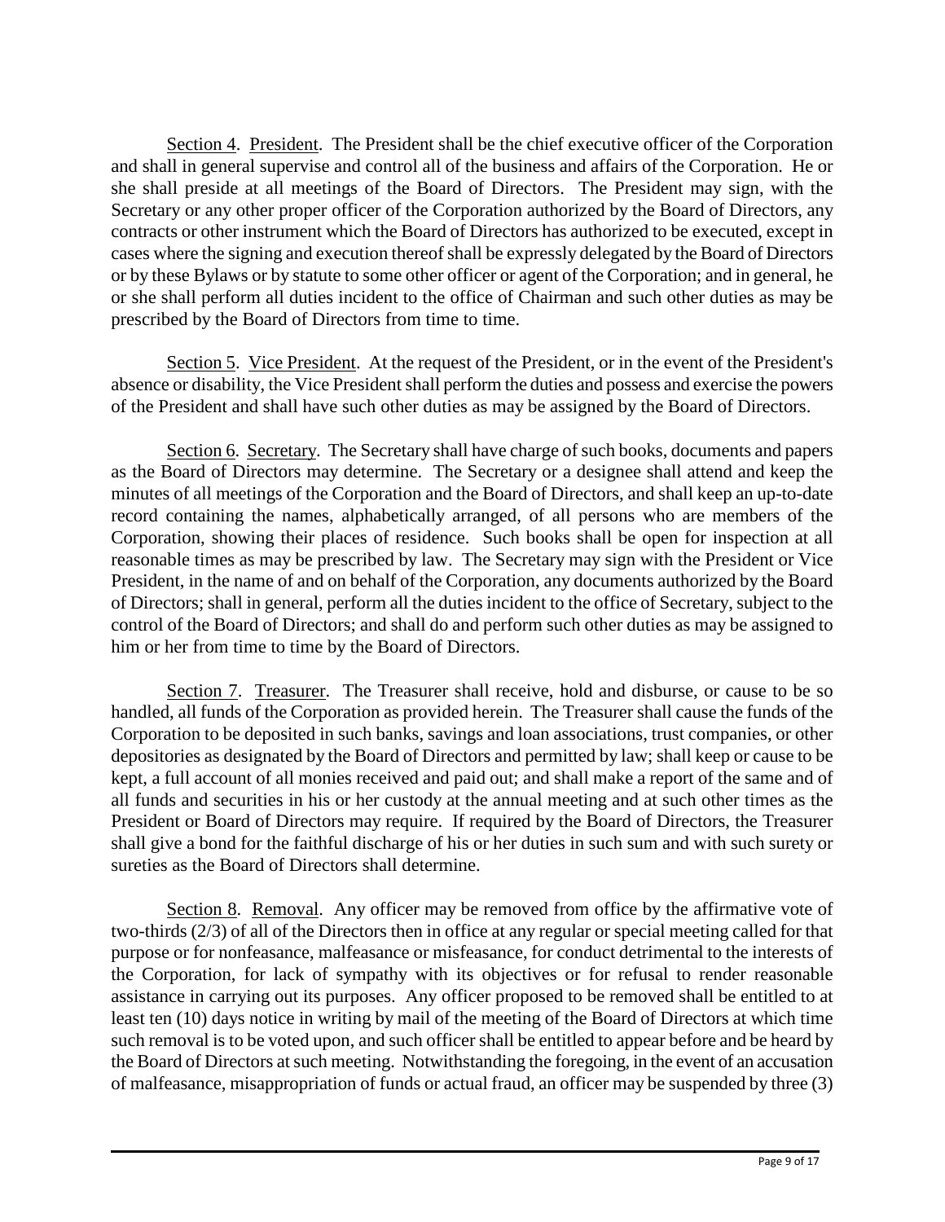Section 4. President. The President shall be the chief executive officer of the Corporation and shall in general supervise and control all of the business and affairs of the Corporation. He or she shall preside at all meetings of the Board of Directors. The President may sign, with the Secretary or any other proper officer of the Corporation authorized by the Board of Directors, any contracts or other instrument which the Board of Directors has authorized to be executed, except in cases where the signing and execution thereof shall be expressly delegated by the Board of Directors or by these Bylaws or by statute to some other officer or agent of the Corporation; and in general, he or she shall perform all duties incident to the office of Chairman and such other duties as may be prescribed by the Board of Directors from time to time.

Section 5. Vice President. At the request of the President, or in the event of the President's absence or disability, the Vice President shall perform the duties and possess and exercise the powers of the President and shall have such other duties as may be assigned by the Board of Directors.

Section 6. Secretary. The Secretary shall have charge of such books, documents and papers as the Board of Directors may determine. The Secretary or a designee shall attend and keep the minutes of all meetings of the Corporation and the Board of Directors, and shall keep an up-to-date record containing the names, alphabetically arranged, of all persons who are members of the Corporation, showing their places of residence. Such books shall be open for inspection at all reasonable times as may be prescribed by law. The Secretary may sign with the President or Vice President, in the name of and on behalf of the Corporation, any documents authorized by the Board of Directors; shall in general, perform all the duties incident to the office of Secretary, subject to the control of the Board of Directors; and shall do and perform such other duties as may be assigned to him or her from time to time by the Board of Directors.

Section 7. Treasurer. The Treasurer shall receive, hold and disburse, or cause to be so handled, all funds of the Corporation as provided herein. The Treasurer shall cause the funds of the Corporation to be deposited in such banks, savings and loan associations, trust companies, or other depositories as designated by the Board of Directors and permitted by law; shall keep or cause to be kept, a full account of all monies received and paid out; and shall make a report of the same and of all funds and securities in his or her custody at the annual meeting and at such other times as the President or Board of Directors may require. If required by the Board of Directors, the Treasurer shall give a bond for the faithful discharge of his or her duties in such sum and with such surety or sureties as the Board of Directors shall determine.

Section 8. Removal. Any officer may be removed from office by the affirmative vote of two-thirds (2/3) of all of the Directors then in office at any regular or special meeting called for that purpose or for nonfeasance, malfeasance or misfeasance, for conduct detrimental to the interests of the Corporation, for lack of sympathy with its objectives or for refusal to render reasonable assistance in carrying out its purposes. Any officer proposed to be removed shall be entitled to at least ten (10) days notice in writing by mail of the meeting of the Board of Directors at which time such removal is to be voted upon, and such officer shall be entitled to appear before and be heard by the Board of Directors at such meeting. Notwithstanding the foregoing, in the event of an accusation of malfeasance, misappropriation of funds or actual fraud, an officer may be suspended by three (3)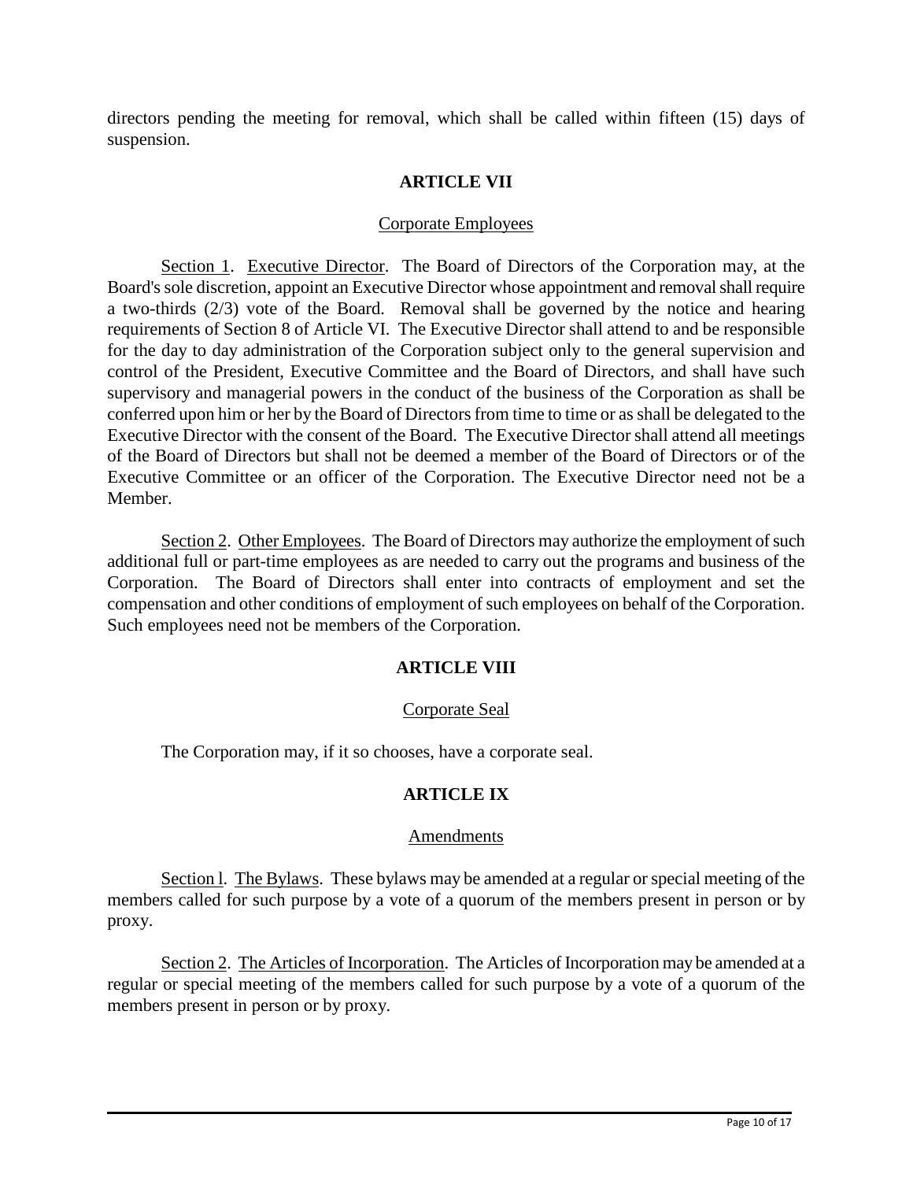directors pending the meeting for removal, which shall be called within fifteen (15) days of suspension.

## ARTICLE VII

### Corporate Employees

Section 1. Executive Director. The Board of Directors of the Corporation may, at the Board's sole discretion, appoint an Executive Director whose appointment and removal shall require a two-thirds (2/3) vote of the Board. Removal shall be governed by the notice and hearing requirements of Section 8 of Article VI. The Executive Director shall attend to and be responsible for the day to day administration of the Corporation subject only to the general supervision and control of the President, Executive Committee and the Board of Directors, and shall have such supervisory and managerial powers in the conduct of the business of the Corporation as shall be conferred upon him or her by the Board of Directors from time to time or as shall be delegated to the Executive Director with the consent of the Board. The Executive Director shall attend all meetings of the Board of Directors but shall not be deemed a member of the Board of Directors or of the Executive Committee or an officer of the Corporation. The Executive Director need not be a Member.

Section 2. Other Employees. The Board of Directors may authorize the employment of such additional full or part-time employees as are needed to carry out the programs and business of the Corporation. The Board of Directors shall enter into contracts of employment and set the compensation and other conditions of employment of such employees on behalf of the Corporation. Such employees need not be members of the Corporation.

## ARTICLE VIII

### Corporate Seal

The Corporation may, if it so chooses, have a corporate seal.

## ARTICLE IX

### Amendments

Section l. The Bylaws. These bylaws may be amended at a regular or special meeting of the members called for such purpose by a vote of a quorum of the members present in person or by proxy.

Section 2. The Articles of Incorporation. The Articles of Incorporation may be amended at a regular or special meeting of the members called for such purpose by a vote of a quorum of the members present in person or by proxy.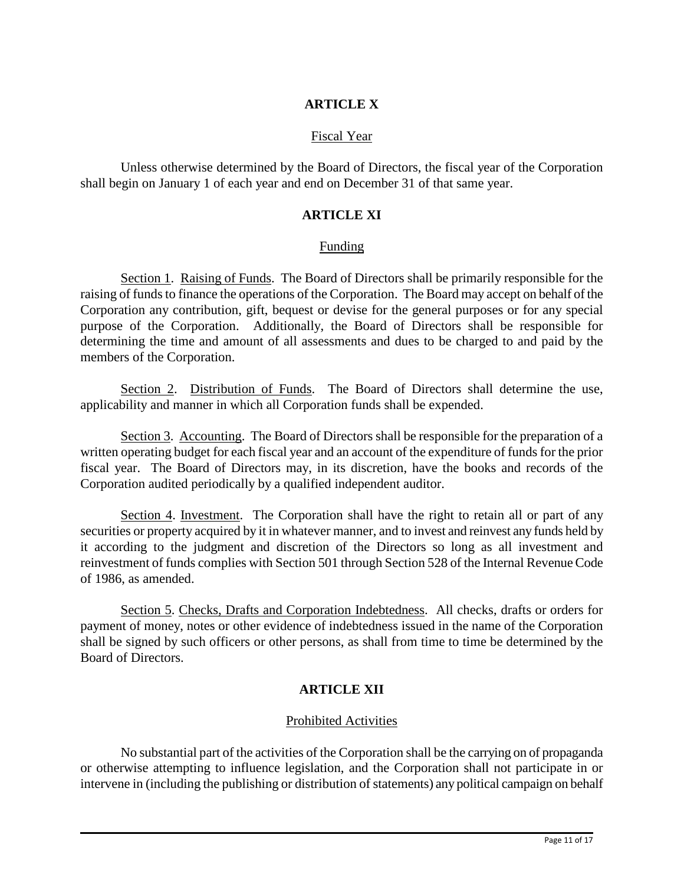## ARTICLE X

### Fiscal Year

Unless otherwise determined by the Board of Directors, the fiscal year of the Corporation shall begin on January 1 of each year and end on December 31 of that same year.

## ARTICLE XI

### Funding

Section 1. Raising of Funds. The Board of Directors shall be primarily responsible for the raising of funds to finance the operations of the Corporation. The Board may accept on behalf of the Corporation any contribution, gift, bequest or devise for the general purposes or for any special purpose of the Corporation. Additionally, the Board of Directors shall be responsible for determining the time and amount of all assessments and dues to be charged to and paid by the members of the Corporation.

Section 2. Distribution of Funds. The Board of Directors shall determine the use, applicability and manner in which all Corporation funds shall be expended.

Section 3. Accounting. The Board of Directors shall be responsible for the preparation of a written operating budget for each fiscal year and an account of the expenditure of funds for the prior fiscal year. The Board of Directors may, in its discretion, have the books and records of the Corporation audited periodically by a qualified independent auditor.

Section 4. Investment. The Corporation shall have the right to retain all or part of any securities or property acquired by it in whatever manner, and to invest and reinvest any funds held by it according to the judgment and discretion of the Directors so long as all investment and reinvestment of funds complies with Section 501 through Section 528 of the Internal Revenue Code of 1986, as amended.

Section 5. Checks, Drafts and Corporation Indebtedness. All checks, drafts or orders for payment of money, notes or other evidence of indebtedness issued in the name of the Corporation shall be signed by such officers or other persons, as shall from time to time be determined by the Board of Directors.

## ARTICLE XII

### Prohibited Activities

No substantial part of the activities of the Corporation shall be the carrying on of propaganda or otherwise attempting to influence legislation, and the Corporation shall not participate in or intervene in (including the publishing or distribution of statements) any political campaign on behalf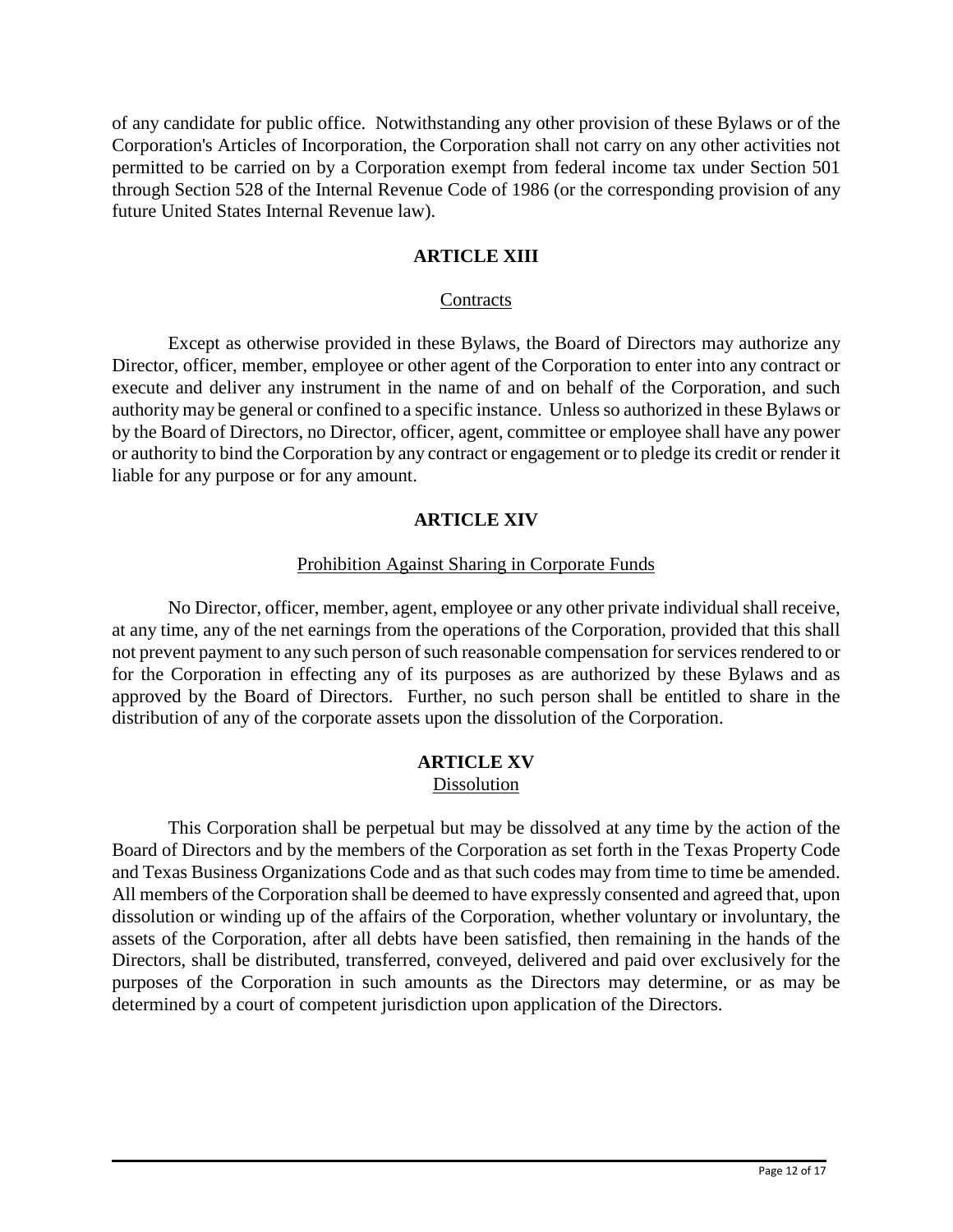of any candidate for public office. Notwithstanding any other provision of these Bylaws or of the Corporation's Articles of Incorporation, the Corporation shall not carry on any other activities not permitted to be carried on by a Corporation exempt from federal income tax under Section 501 through Section 528 of the Internal Revenue Code of 1986 (or the corresponding provision of any future United States Internal Revenue law).

## ARTICLE XIII

### Contracts

Except as otherwise provided in these Bylaws, the Board of Directors may authorize any Director, officer, member, employee or other agent of the Corporation to enter into any contract or execute and deliver any instrument in the name of and on behalf of the Corporation, and such authority may be general or confined to a specific instance. Unless so authorized in these Bylaws or by the Board of Directors, no Director, officer, agent, committee or employee shall have any power or authority to bind the Corporation by any contract or engagement or to pledge its credit or render it liable for any purpose or for any amount.

## ARTICLE XIV

### Prohibition Against Sharing in Corporate Funds

No Director, officer, member, agent, employee or any other private individual shall receive, at any time, any of the net earnings from the operations of the Corporation, provided that this shall not prevent payment to any such person of such reasonable compensation for services rendered to or for the Corporation in effecting any of its purposes as are authorized by these Bylaws and as approved by the Board of Directors. Further, no such person shall be entitled to share in the distribution of any of the corporate assets upon the dissolution of the Corporation.

## ARTICLE XV

### Dissolution

This Corporation shall be perpetual but may be dissolved at any time by the action of the Board of Directors and by the members of the Corporation as set forth in the Texas Property Code and Texas Business Organizations Code and as that such codes may from time to time be amended. All members of the Corporation shall be deemed to have expressly consented and agreed that, upon dissolution or winding up of the affairs of the Corporation, whether voluntary or involuntary, the assets of the Corporation, after all debts have been satisfied, then remaining in the hands of the Directors, shall be distributed, transferred, conveyed, delivered and paid over exclusively for the purposes of the Corporation in such amounts as the Directors may determine, or as may be determined by a court of competent jurisdiction upon application of the Directors.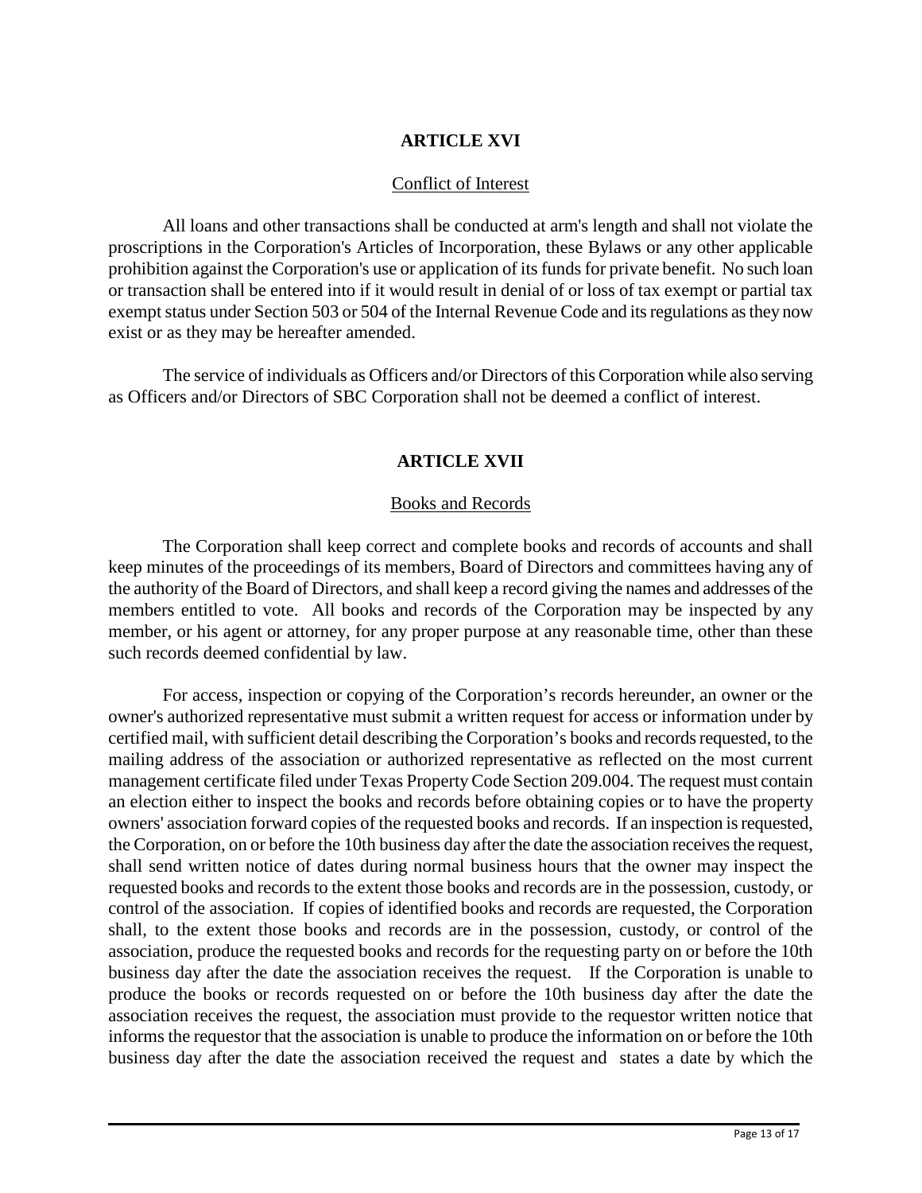## ARTICLE XVI

Conflict of Interest

All loans and other transactions shall be conducted at arm's length and shall not violate the proscriptions in the Corporation's Articles of Incorporation, these Bylaws or any other applicable prohibition against the Corporation's use or application of its funds for private benefit. No such loan or transaction shall be entered into if it would result in denial of or loss of tax exempt or partial tax exempt status under Section 503 or 504 of the Internal Revenue Code and its regulations as they now exist or as they may be hereafter amended.

The service of individuals as Officers and/or Directors of this Corporation while also serving as Officers and/or Directors of SBC Corporation shall not be deemed a conflict of interest.

## ARTICLE XVII

Books and Records

The Corporation shall keep correct and complete books and records of accounts and shall keep minutes of the proceedings of its members, Board of Directors and committees having any of the authority of the Board of Directors, and shall keep a record giving the names and addresses of the members entitled to vote. All books and records of the Corporation may be inspected by any member, or his agent or attorney, for any proper purpose at any reasonable time, other than these such records deemed confidential by law.

For access, inspection or copying of the Corporation's records hereunder, an owner or the owner's authorized representative must submit a written request for access or information under by certified mail, with sufficient detail describing the Corporation's books and records requested, to the mailing address of the association or authorized representative as reflected on the most current management certificate filed under Texas Property Code Section 209.004. The request must contain an election either to inspect the books and records before obtaining copies or to have the property owners' association forward copies of the requested books and records. If an inspection is requested, the Corporation, on or before the 10th business day after the date the association receives the request, shall send written notice of dates during normal business hours that the owner may inspect the requested books and records to the extent those books and records are in the possession, custody, or control of the association. If copies of identified books and records are requested, the Corporation shall, to the extent those books and records are in the possession, custody, or control of the association, produce the requested books and records for the requesting party on or before the 10th business day after the date the association receives the request. If the Corporation is unable to produce the books or records requested on or before the 10th business day after the date the association receives the request, the association must provide to the requestor written notice that informs the requestor that the association is unable to produce the information on or before the 10th business day after the date the association received the request and states a date by which the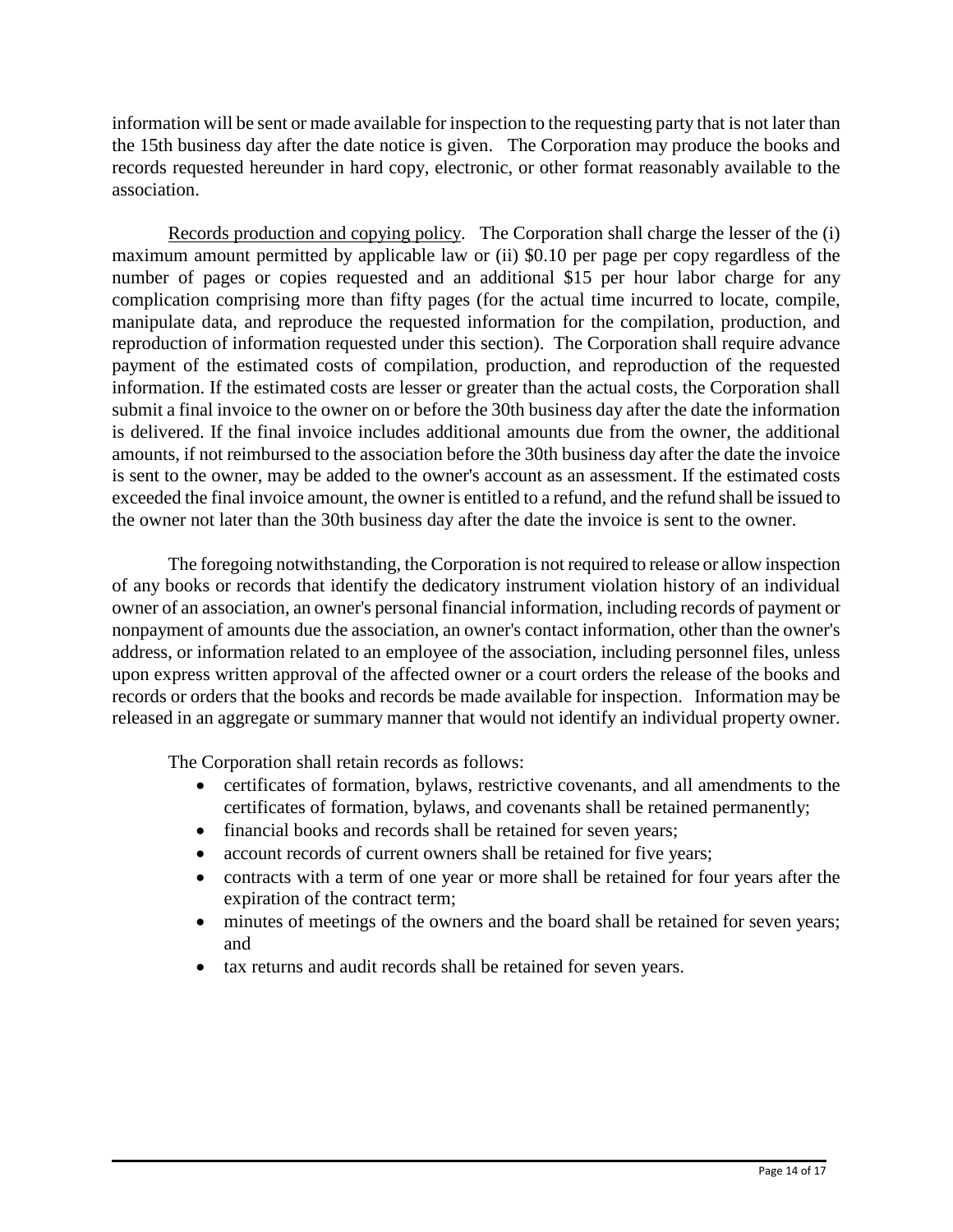information will be sent or made available for inspection to the requesting party that is not later than the 15th business day after the date notice is given. The Corporation may produce the books and records requested hereunder in hard copy, electronic, or other format reasonably available to the association.

Records production and copying policy. The Corporation shall charge the lesser of the (i) maximum amount permitted by applicable law or (ii) $0.10 per page per copy regardless of the number of pages or copies requested and an additional $15 per hour labor charge for any complication comprising more than fifty pages (for the actual time incurred to locate, compile, manipulate data, and reproduce the requested information for the compilation, production, and reproduction of information requested under this section). The Corporation shall require advance payment of the estimated costs of compilation, production, and reproduction of the requested information. If the estimated costs are lesser or greater than the actual costs, the Corporation shall submit a final invoice to the owner on or before the 30th business day after the date the information is delivered. If the final invoice includes additional amounts due from the owner, the additional amounts, if not reimbursed to the association before the 30th business day after the date the invoice is sent to the owner, may be added to the owner's account as an assessment. If the estimated costs exceeded the final invoice amount, the owner is entitled to a refund, and the refund shall be issued to the owner not later than the 30th business day after the date the invoice is sent to the owner.

The foregoing notwithstanding, the Corporation is not required to release or allow inspection of any books or records that identify the dedicatory instrument violation history of an individual owner of an association, an owner's personal financial information, including records of payment or nonpayment of amounts due the association, an owner's contact information, other than the owner's address, or information related to an employee of the association, including personnel files, unless upon express written approval of the affected owner or a court orders the release of the books and records or orders that the books and records be made available for inspection. Information may be released in an aggregate or summary manner that would not identify an individual property owner.

The Corporation shall retain records as follows:

- certificates of formation, bylaws, restrictive covenants, and all amendments to the certificates of formation, bylaws, and covenants shall be retained permanently;
- financial books and records shall be retained for seven years;
- account records of current owners shall be retained for five years;
- contracts with a term of one year or more shall be retained for four years after the expiration of the contract term;
- minutes of meetings of the owners and the board shall be retained for seven years; and
- tax returns and audit records shall be retained for seven years.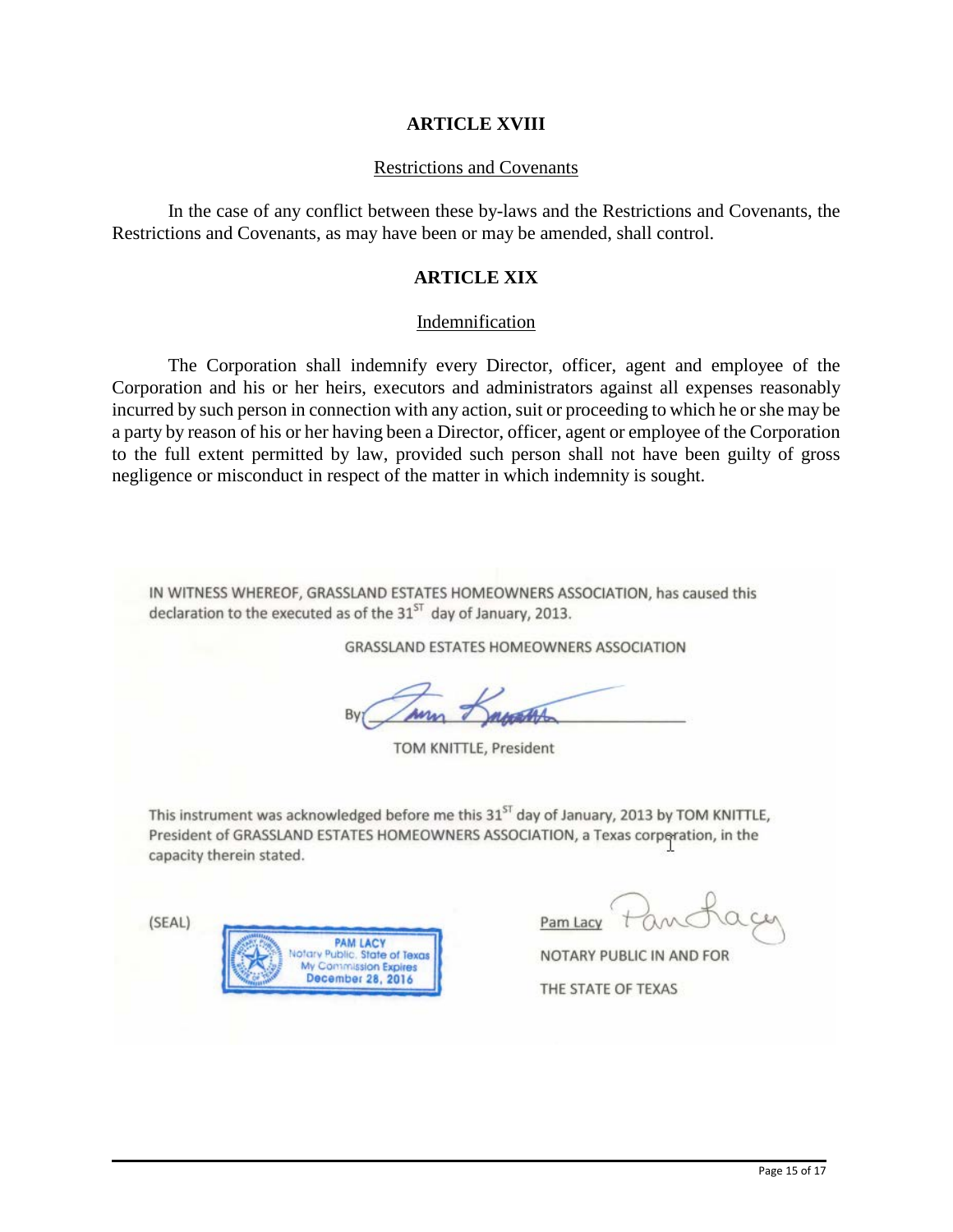## ARTICLE XVIII

Restrictions and Covenants

In the case of any conflict between these by-laws and the Restrictions and Covenants, the Restrictions and Covenants, as may have been or may be amended, shall control.

## ARTICLE XIX

Indemnification

The Corporation shall indemnify every Director, officer, agent and employee of the Corporation and his or her heirs, executors and administrators against all expenses reasonably incurred by such person in connection with any action, suit or proceeding to which he or she may be a party by reason of his or her having been a Director, officer, agent or employee of the Corporation to the full extent permitted by law, provided such person shall not have been guilty of gross negligence or misconduct in respect of the matter in which indemnity is sought.

IN WITNESS WHEREOF, GRASSLAND ESTATES HOMEOWNERS ASSOCIATION, has caused this declaration to the executed as of the 31ST day of January, 2013.

GRASSLAND ESTATES HOMEOWNERS ASSOCIATION

By: ______________________

TOM KNITTLE, President

This instrument was acknowledged before me this 31ST day of January, 2013 by TOM KNITTLE, President of GRASSLAND ESTATES HOMEOWNERS ASSOCIATION, a Texas corporation, in the capacity therein stated.

(SEAL)

PAM LACY
Notary Public, State of Texas
My Commission Expires
December 28, 2016

Pam Lacy

NOTARY PUBLIC IN AND FOR

THE STATE OF TEXAS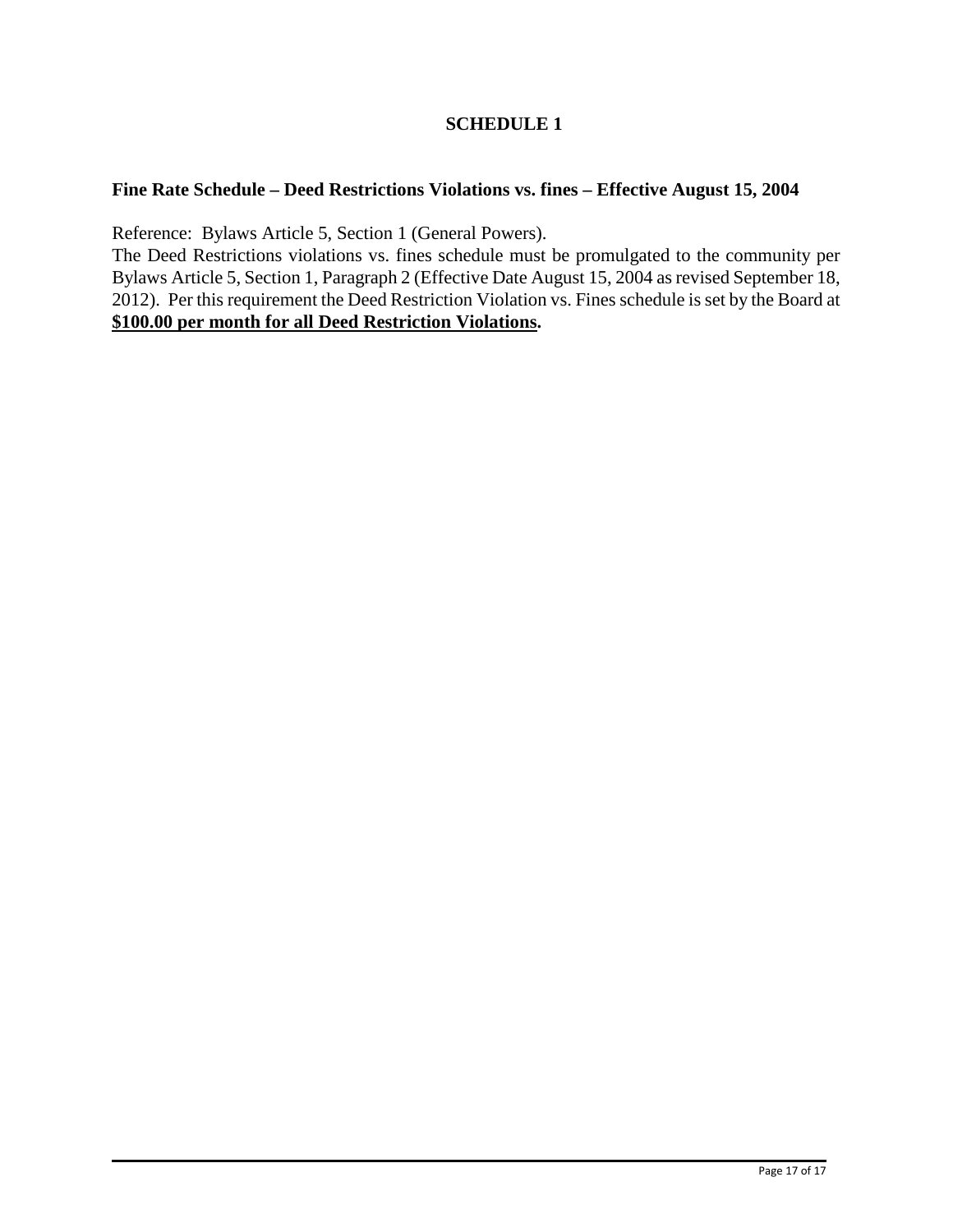# SCHEDULE 1

**Fine Rate Schedule – Deed Restrictions Violations vs. fines – Effective August 15, 2004**

Reference: Bylaws Article 5, Section 1 (General Powers).

The Deed Restrictions violations vs. fines schedule must be promulgated to the community per Bylaws Article 5, Section 1, Paragraph 2 (Effective Date August 15, 2004 as revised September 18, 2012). Per this requirement the Deed Restriction Violation vs. Fines schedule is set by the Board at **<u>$100.00 per month for all Deed Restriction Violations</u>.**